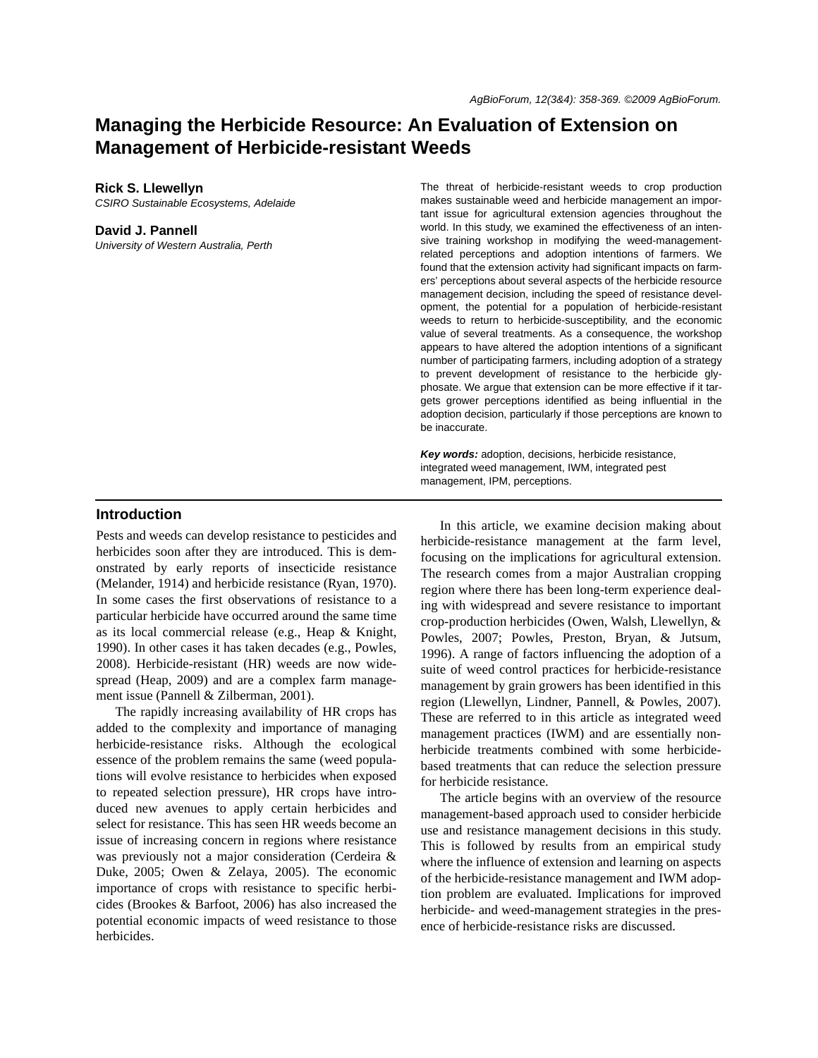# Managing the Herbicide Resource: An Evaluation of Extension on Management of Herbicide-resistant Weeds

**Rick S. Llewellyn**
*CSIRO Sustainable Ecosystems, Adelaide*

**David J. Pannell**
*University of Western Australia, Perth*

The threat of herbicide-resistant weeds to crop production makes sustainable weed and herbicide management an important issue for agricultural extension agencies throughout the world. In this study, we examined the effectiveness of an intensive training workshop in modifying the weed-management-related perceptions and adoption intentions of farmers. We found that the extension activity had significant impacts on farmers' perceptions about several aspects of the herbicide resource management decision, including the speed of resistance development, the potential for a population of herbicide-resistant weeds to return to herbicide-susceptibility, and the economic value of several treatments. As a consequence, the workshop appears to have altered the adoption intentions of a significant number of participating farmers, including adoption of a strategy to prevent development of resistance to the herbicide glyphosate. We argue that extension can be more effective if it targets grower perceptions identified as being influential in the adoption decision, particularly if those perceptions are known to be inaccurate.

***Key words:*** adoption, decisions, herbicide resistance, integrated weed management, IWM, integrated pest management, IPM, perceptions.

## Introduction

Pests and weeds can develop resistance to pesticides and herbicides soon after they are introduced. This is demonstrated by early reports of insecticide resistance (Melander, 1914) and herbicide resistance (Ryan, 1970). In some cases the first observations of resistance to a particular herbicide have occurred around the same time as its local commercial release (e.g., Heap & Knight, 1990). In other cases it has taken decades (e.g., Powles, 2008). Herbicide-resistant (HR) weeds are now widespread (Heap, 2009) and are a complex farm management issue (Pannell & Zilberman, 2001).

The rapidly increasing availability of HR crops has added to the complexity and importance of managing herbicide-resistance risks. Although the ecological essence of the problem remains the same (weed populations will evolve resistance to herbicides when exposed to repeated selection pressure), HR crops have introduced new avenues to apply certain herbicides and select for resistance. This has seen HR weeds become an issue of increasing concern in regions where resistance was previously not a major consideration (Cerdeira & Duke, 2005; Owen & Zelaya, 2005). The economic importance of crops with resistance to specific herbicides (Brookes & Barfoot, 2006) has also increased the potential economic impacts of weed resistance to those herbicides.

In this article, we examine decision making about herbicide-resistance management at the farm level, focusing on the implications for agricultural extension. The research comes from a major Australian cropping region where there has been long-term experience dealing with widespread and severe resistance to important crop-production herbicides (Owen, Walsh, Llewellyn, & Powles, 2007; Powles, Preston, Bryan, & Jutsum, 1996). A range of factors influencing the adoption of a suite of weed control practices for herbicide-resistance management by grain growers has been identified in this region (Llewellyn, Lindner, Pannell, & Powles, 2007). These are referred to in this article as integrated weed management practices (IWM) and are essentially non-herbicide treatments combined with some herbicide-based treatments that can reduce the selection pressure for herbicide resistance.

The article begins with an overview of the resource management-based approach used to consider herbicide use and resistance management decisions in this study. This is followed by results from an empirical study where the influence of extension and learning on aspects of the herbicide-resistance management and IWM adoption problem are evaluated. Implications for improved herbicide- and weed-management strategies in the presence of herbicide-resistance risks are discussed.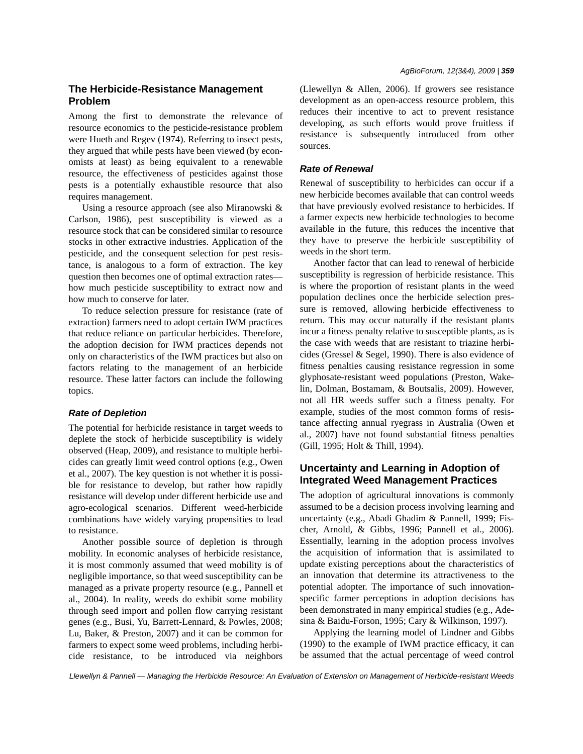## The Herbicide-Resistance Management Problem

Among the first to demonstrate the relevance of resource economics to the pesticide-resistance problem were Hueth and Regev (1974). Referring to insect pests, they argued that while pests have been viewed (by economists at least) as being equivalent to a renewable resource, the effectiveness of pesticides against those pests is a potentially exhaustible resource that also requires management.

Using a resource approach (see also Miranowski & Carlson, 1986), pest susceptibility is viewed as a resource stock that can be considered similar to resource stocks in other extractive industries. Application of the pesticide, and the consequent selection for pest resistance, is analogous to a form of extraction. The key question then becomes one of optimal extraction rates—how much pesticide susceptibility to extract now and how much to conserve for later.

To reduce selection pressure for resistance (rate of extraction) farmers need to adopt certain IWM practices that reduce reliance on particular herbicides. Therefore, the adoption decision for IWM practices depends not only on characteristics of the IWM practices but also on factors relating to the management of an herbicide resource. These latter factors can include the following topics.

### *Rate of Depletion*

The potential for herbicide resistance in target weeds to deplete the stock of herbicide susceptibility is widely observed (Heap, 2009), and resistance to multiple herbicides can greatly limit weed control options (e.g., Owen et al., 2007). The key question is not whether it is possible for resistance to develop, but rather how rapidly resistance will develop under different herbicide use and agro-ecological scenarios. Different weed-herbicide combinations have widely varying propensities to lead to resistance.

Another possible source of depletion is through mobility. In economic analyses of herbicide resistance, it is most commonly assumed that weed mobility is of negligible importance, so that weed susceptibility can be managed as a private property resource (e.g., Pannell et al., 2004). In reality, weeds do exhibit some mobility through seed import and pollen flow carrying resistant genes (e.g., Busi, Yu, Barrett-Lennard, & Powles, 2008; Lu, Baker, & Preston, 2007) and it can be common for farmers to expect some weed problems, including herbicide resistance, to be introduced via neighbors (Llewellyn & Allen, 2006). If growers see resistance development as an open-access resource problem, this reduces their incentive to act to prevent resistance developing, as such efforts would prove fruitless if resistance is subsequently introduced from other sources.

### *Rate of Renewal*

Renewal of susceptibility to herbicides can occur if a new herbicide becomes available that can control weeds that have previously evolved resistance to herbicides. If a farmer expects new herbicide technologies to become available in the future, this reduces the incentive that they have to preserve the herbicide susceptibility of weeds in the short term.

Another factor that can lead to renewal of herbicide susceptibility is regression of herbicide resistance. This is where the proportion of resistant plants in the weed population declines once the herbicide selection pressure is removed, allowing herbicide effectiveness to return. This may occur naturally if the resistant plants incur a fitness penalty relative to susceptible plants, as is the case with weeds that are resistant to triazine herbicides (Gressel & Segel, 1990). There is also evidence of fitness penalties causing resistance regression in some glyphosate-resistant weed populations (Preston, Wakelin, Dolman, Bostamam, & Boutsalis, 2009). However, not all HR weeds suffer such a fitness penalty. For example, studies of the most common forms of resistance affecting annual ryegrass in Australia (Owen et al., 2007) have not found substantial fitness penalties (Gill, 1995; Holt & Thill, 1994).

## Uncertainty and Learning in Adoption of Integrated Weed Management Practices

The adoption of agricultural innovations is commonly assumed to be a decision process involving learning and uncertainty (e.g., Abadi Ghadim & Pannell, 1999; Fischer, Arnold, & Gibbs, 1996; Pannell et al., 2006). Essentially, learning in the adoption process involves the acquisition of information that is assimilated to update existing perceptions about the characteristics of an innovation that determine its attractiveness to the potential adopter. The importance of such innovation-specific farmer perceptions in adoption decisions has been demonstrated in many empirical studies (e.g., Adesina & Baidu-Forson, 1995; Cary & Wilkinson, 1997).

Applying the learning model of Lindner and Gibbs (1990) to the example of IWM practice efficacy, it can be assumed that the actual percentage of weed control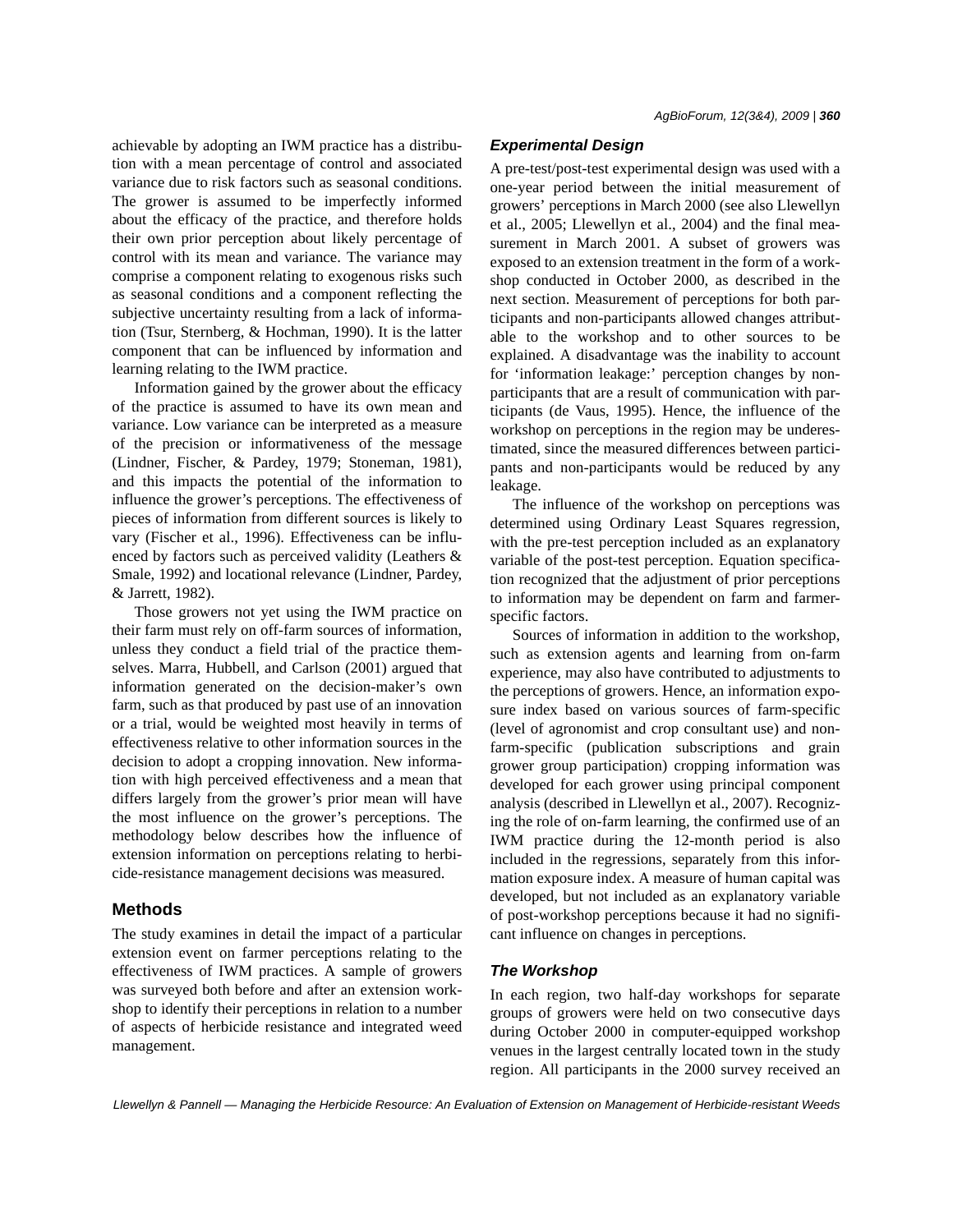achievable by adopting an IWM practice has a distribution with a mean percentage of control and associated variance due to risk factors such as seasonal conditions. The grower is assumed to be imperfectly informed about the efficacy of the practice, and therefore holds their own prior perception about likely percentage of control with its mean and variance. The variance may comprise a component relating to exogenous risks such as seasonal conditions and a component reflecting the subjective uncertainty resulting from a lack of information (Tsur, Sternberg, & Hochman, 1990). It is the latter component that can be influenced by information and learning relating to the IWM practice.

Information gained by the grower about the efficacy of the practice is assumed to have its own mean and variance. Low variance can be interpreted as a measure of the precision or informativeness of the message (Lindner, Fischer, & Pardey, 1979; Stoneman, 1981), and this impacts the potential of the information to influence the grower's perceptions. The effectiveness of pieces of information from different sources is likely to vary (Fischer et al., 1996). Effectiveness can be influenced by factors such as perceived validity (Leathers & Smale, 1992) and locational relevance (Lindner, Pardey, & Jarrett, 1982).

Those growers not yet using the IWM practice on their farm must rely on off-farm sources of information, unless they conduct a field trial of the practice themselves. Marra, Hubbell, and Carlson (2001) argued that information generated on the decision-maker's own farm, such as that produced by past use of an innovation or a trial, would be weighted most heavily in terms of effectiveness relative to other information sources in the decision to adopt a cropping innovation. New information with high perceived effectiveness and a mean that differs largely from the grower's prior mean will have the most influence on the grower's perceptions. The methodology below describes how the influence of extension information on perceptions relating to herbicide-resistance management decisions was measured.

## Methods

The study examines in detail the impact of a particular extension event on farmer perceptions relating to the effectiveness of IWM practices. A sample of growers was surveyed both before and after an extension workshop to identify their perceptions in relation to a number of aspects of herbicide resistance and integrated weed management.

### *Experimental Design*

A pre-test/post-test experimental design was used with a one-year period between the initial measurement of growers' perceptions in March 2000 (see also Llewellyn et al., 2005; Llewellyn et al., 2004) and the final measurement in March 2001. A subset of growers was exposed to an extension treatment in the form of a workshop conducted in October 2000, as described in the next section. Measurement of perceptions for both participants and non-participants allowed changes attributable to the workshop and to other sources to be explained. A disadvantage was the inability to account for 'information leakage:' perception changes by non-participants that are a result of communication with participants (de Vaus, 1995). Hence, the influence of the workshop on perceptions in the region may be underestimated, since the measured differences between participants and non-participants would be reduced by any leakage.

The influence of the workshop on perceptions was determined using Ordinary Least Squares regression, with the pre-test perception included as an explanatory variable of the post-test perception. Equation specification recognized that the adjustment of prior perceptions to information may be dependent on farm and farmer-specific factors.

Sources of information in addition to the workshop, such as extension agents and learning from on-farm experience, may also have contributed to adjustments to the perceptions of growers. Hence, an information exposure index based on various sources of farm-specific (level of agronomist and crop consultant use) and non-farm-specific (publication subscriptions and grain grower group participation) cropping information was developed for each grower using principal component analysis (described in Llewellyn et al., 2007). Recognizing the role of on-farm learning, the confirmed use of an IWM practice during the 12-month period is also included in the regressions, separately from this information exposure index. A measure of human capital was developed, but not included as an explanatory variable of post-workshop perceptions because it had no significant influence on changes in perceptions.

### *The Workshop*

In each region, two half-day workshops for separate groups of growers were held on two consecutive days during October 2000 in computer-equipped workshop venues in the largest centrally located town in the study region. All participants in the 2000 survey received an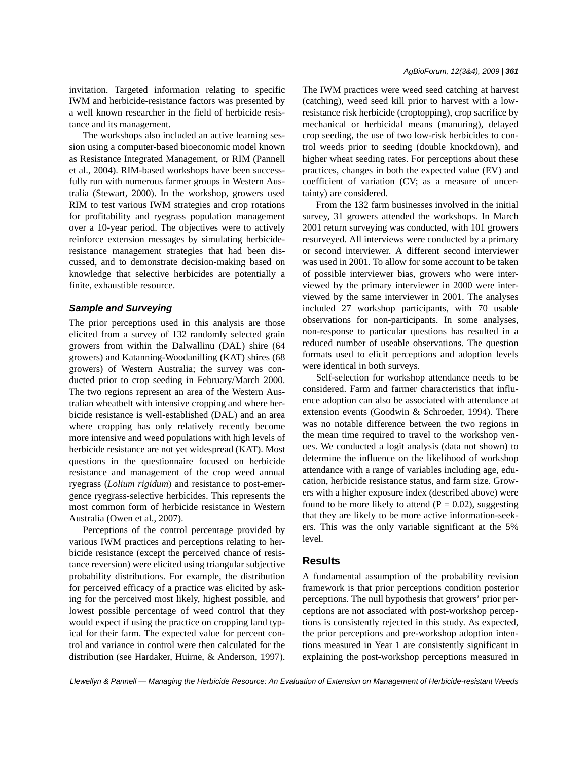invitation. Targeted information relating to specific IWM and herbicide-resistance factors was presented by a well known researcher in the field of herbicide resistance and its management.

The workshops also included an active learning session using a computer-based bioeconomic model known as Resistance Integrated Management, or RIM (Pannell et al., 2004). RIM-based workshops have been successfully run with numerous farmer groups in Western Australia (Stewart, 2000). In the workshop, growers used RIM to test various IWM strategies and crop rotations for profitability and ryegrass population management over a 10-year period. The objectives were to actively reinforce extension messages by simulating herbicide-resistance management strategies that had been discussed, and to demonstrate decision-making based on knowledge that selective herbicides are potentially a finite, exhaustible resource.

### *Sample and Surveying*

The prior perceptions used in this analysis are those elicited from a survey of 132 randomly selected grain growers from within the Dalwallinu (DAL) shire (64 growers) and Katanning-Woodanilling (KAT) shires (68 growers) of Western Australia; the survey was conducted prior to crop seeding in February/March 2000. The two regions represent an area of the Western Australian wheatbelt with intensive cropping and where herbicide resistance is well-established (DAL) and an area where cropping has only relatively recently become more intensive and weed populations with high levels of herbicide resistance are not yet widespread (KAT). Most questions in the questionnaire focused on herbicide resistance and management of the crop weed annual ryegrass (*Lolium rigidum*) and resistance to post-emergence ryegrass-selective herbicides. This represents the most common form of herbicide resistance in Western Australia (Owen et al., 2007).

Perceptions of the control percentage provided by various IWM practices and perceptions relating to herbicide resistance (except the perceived chance of resistance reversion) were elicited using triangular subjective probability distributions. For example, the distribution for perceived efficacy of a practice was elicited by asking for the perceived most likely, highest possible, and lowest possible percentage of weed control that they would expect if using the practice on cropping land typical for their farm. The expected value for percent control and variance in control were then calculated for the distribution (see Hardaker, Huirne, & Anderson, 1997). The IWM practices were weed seed catching at harvest (catching), weed seed kill prior to harvest with a low-resistance risk herbicide (croptopping), crop sacrifice by mechanical or herbicidal means (manuring), delayed crop seeding, the use of two low-risk herbicides to control weeds prior to seeding (double knockdown), and higher wheat seeding rates. For perceptions about these practices, changes in both the expected value (EV) and coefficient of variation (CV; as a measure of uncertainty) are considered.

From the 132 farm businesses involved in the initial survey, 31 growers attended the workshops. In March 2001 return surveying was conducted, with 101 growers resurveyed. All interviews were conducted by a primary or second interviewer. A different second interviewer was used in 2001. To allow for some account to be taken of possible interviewer bias, growers who were interviewed by the primary interviewer in 2000 were interviewed by the same interviewer in 2001. The analyses included 27 workshop participants, with 70 usable observations for non-participants. In some analyses, non-response to particular questions has resulted in a reduced number of useable observations. The question formats used to elicit perceptions and adoption levels were identical in both surveys.

Self-selection for workshop attendance needs to be considered. Farm and farmer characteristics that influence adoption can also be associated with attendance at extension events (Goodwin & Schroeder, 1994). There was no notable difference between the two regions in the mean time required to travel to the workshop venues. We conducted a logit analysis (data not shown) to determine the influence on the likelihood of workshop attendance with a range of variables including age, education, herbicide resistance status, and farm size. Growers with a higher exposure index (described above) were found to be more likely to attend ($P = 0.02$), suggesting that they are likely to be more active information-seekers. This was the only variable significant at the 5% level.

## Results

A fundamental assumption of the probability revision framework is that prior perceptions condition posterior perceptions. The null hypothesis that growers' prior perceptions are not associated with post-workshop perceptions is consistently rejected in this study. As expected, the prior perceptions and pre-workshop adoption intentions measured in Year 1 are consistently significant in explaining the post-workshop perceptions measured in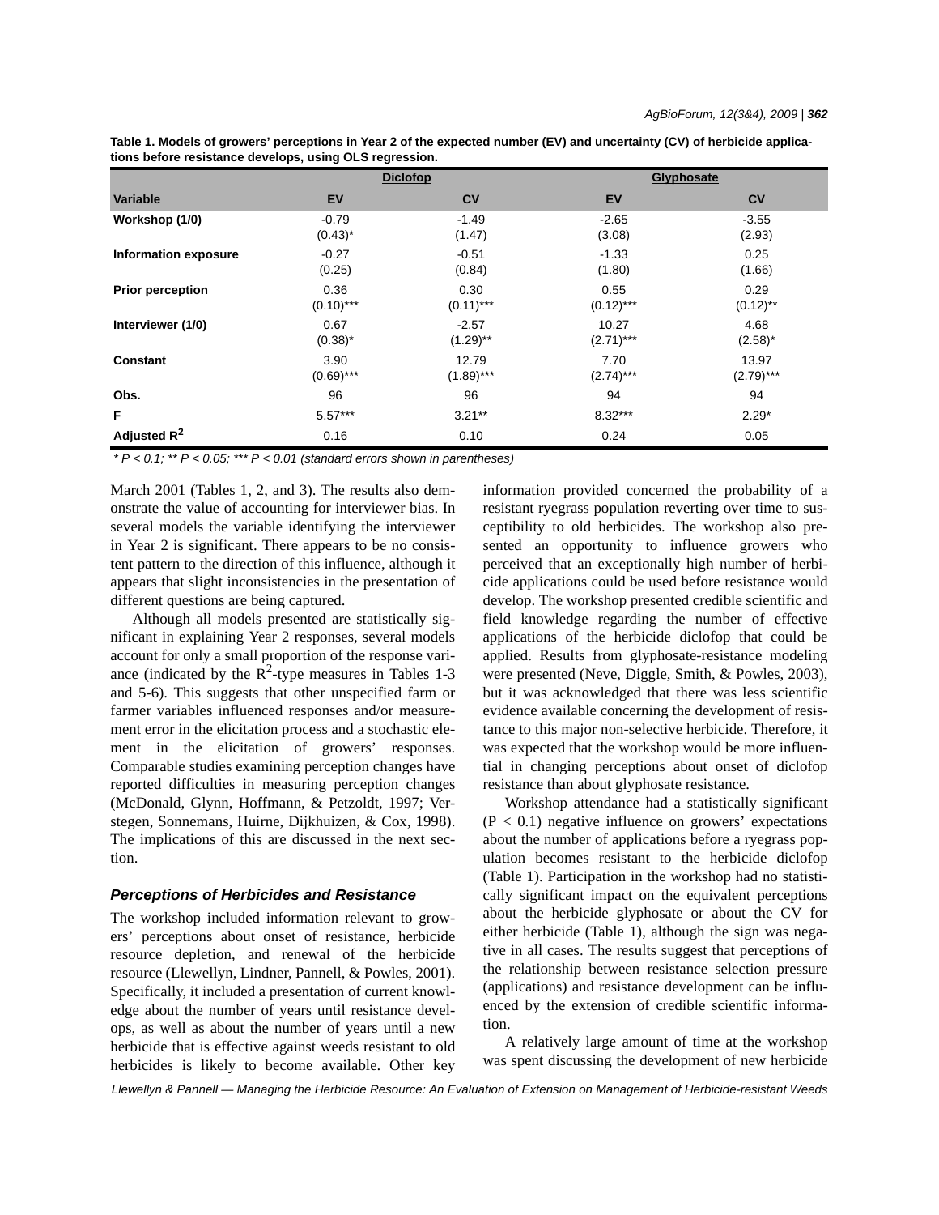**Table 1. Models of growers' perceptions in Year 2 of the expected number (EV) and uncertainty (CV) of herbicide applications before resistance develops, using OLS regression.**

| | Diclofop | | Glyphosate | |
|---|---|---|---|---|
| **Variable** | **EV** | **CV** | **EV** | **CV** |
| **Workshop (1/0)** | -0.79<br>(0.43)* | -1.49<br>(1.47) | -2.65<br>(3.08) | -3.55<br>(2.93) |
| **Information exposure** | -0.27<br>(0.25) | -0.51<br>(0.84) | -1.33<br>(1.80) | 0.25<br>(1.66) |
| **Prior perception** | 0.36<br>(0.10)*** | 0.30<br>(0.11)*** | 0.55<br>(0.12)*** | 0.29<br>(0.12)** |
| **Interviewer (1/0)** | 0.67<br>(0.38)* | -2.57<br>(1.29)** | 10.27<br>(2.71)*** | 4.68<br>(2.58)* |
| **Constant** | 3.90<br>(0.69)*** | 12.79<br>(1.89)*** | 7.70<br>(2.74)*** | 13.97<br>(2.79)*** |
| **Obs.** | 96 | 96 | 94 | 94 |
| **F** | 5.57*** | 3.21** | 8.32*** | 2.29* |
| **Adjusted $R^2$** | 0.16 | 0.10 | 0.24 | 0.05 |

*\* P < 0.1; \*\* P < 0.05; \*\*\* P < 0.01 (standard errors shown in parentheses)*

March 2001 (Tables 1, 2, and 3). The results also demonstrate the value of accounting for interviewer bias. In several models the variable identifying the interviewer in Year 2 is significant. There appears to be no consistent pattern to the direction of this influence, although it appears that slight inconsistencies in the presentation of different questions are being captured.

Although all models presented are statistically significant in explaining Year 2 responses, several models account for only a small proportion of the response variance (indicated by the $R^2$-type measures in Tables 1-3 and 5-6). This suggests that other unspecified farm or farmer variables influenced responses and/or measurement error in the elicitation process and a stochastic element in the elicitation of growers' responses. Comparable studies examining perception changes have reported difficulties in measuring perception changes (McDonald, Glynn, Hoffmann, & Petzoldt, 1997; Verstegen, Sonnemans, Huirne, Dijkhuizen, & Cox, 1998). The implications of this are discussed in the next section.

### *Perceptions of Herbicides and Resistance*

The workshop included information relevant to growers' perceptions about onset of resistance, herbicide resource depletion, and renewal of the herbicide resource (Llewellyn, Lindner, Pannell, & Powles, 2001). Specifically, it included a presentation of current knowledge about the number of years until resistance develops, as well as about the number of years until a new herbicide that is effective against weeds resistant to old herbicides is likely to become available. Other key information provided concerned the probability of a resistant ryegrass population reverting over time to susceptibility to old herbicides. The workshop also presented an opportunity to influence growers who perceived that an exceptionally high number of herbicide applications could be used before resistance would develop. The workshop presented credible scientific and field knowledge regarding the number of effective applications of the herbicide diclofop that could be applied. Results from glyphosate-resistance modeling were presented (Neve, Diggle, Smith, & Powles, 2003), but it was acknowledged that there was less scientific evidence available concerning the development of resistance to this major non-selective herbicide. Therefore, it was expected that the workshop would be more influential in changing perceptions about onset of diclofop resistance than about glyphosate resistance.

Workshop attendance had a statistically significant ($P < 0.1$) negative influence on growers' expectations about the number of applications before a ryegrass population becomes resistant to the herbicide diclofop (Table 1). Participation in the workshop had no statistically significant impact on the equivalent perceptions about the herbicide glyphosate or about the CV for either herbicide (Table 1), although the sign was negative in all cases. The results suggest that perceptions of the relationship between resistance selection pressure (applications) and resistance development can be influenced by the extension of credible scientific information.

A relatively large amount of time at the workshop was spent discussing the development of new herbicide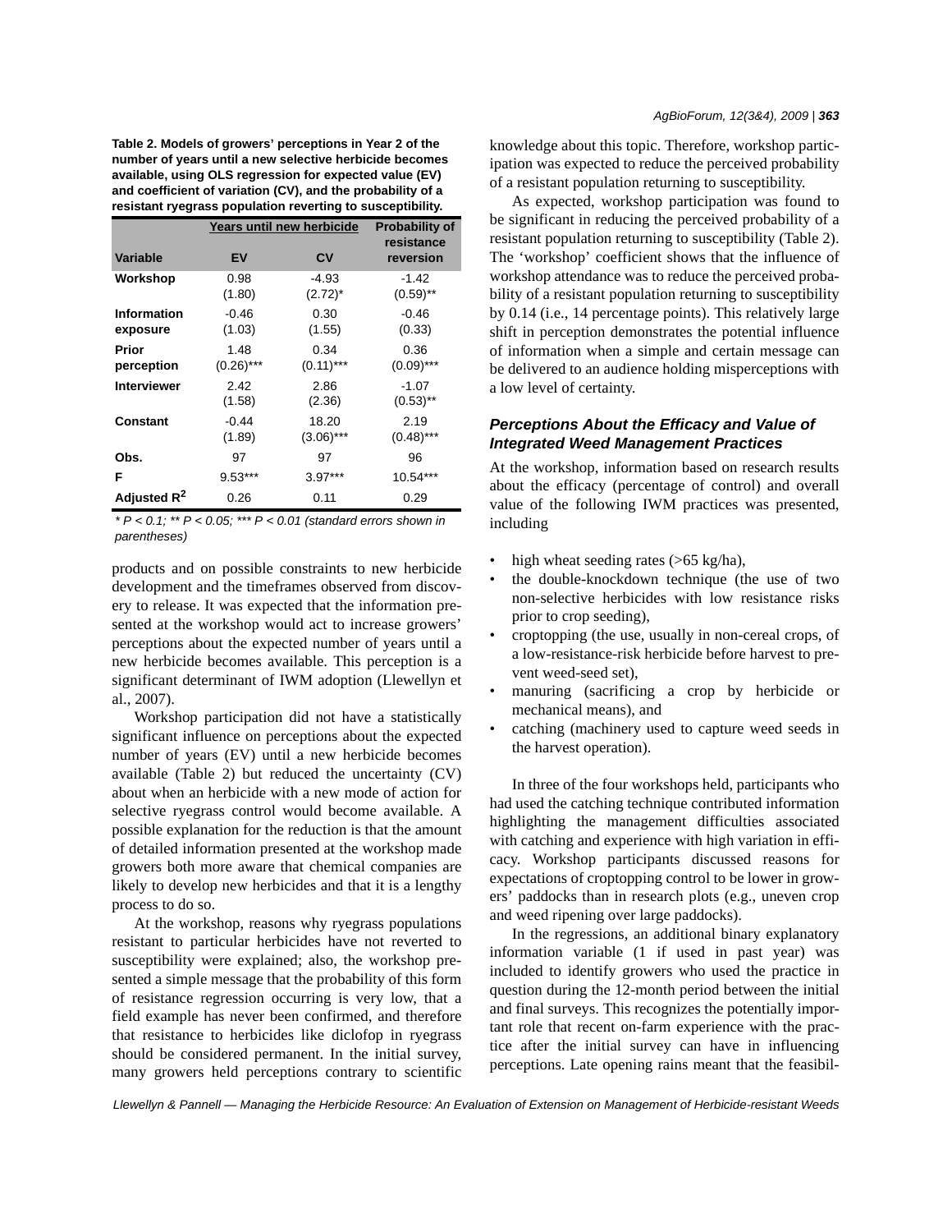**Table 2. Models of growers' perceptions in Year 2 of the number of years until a new selective herbicide becomes available, using OLS regression for expected value (EV) and coefficient of variation (CV), and the probability of a resistant ryegrass population reverting to susceptibility.**

| | Years until new herbicide | | Probability of resistance |
|---|---|---|---|
| Variable | EV | CV | reversion |
| **Workshop** | 0.98 (1.80) | -4.93 (2.72)* | -1.42 (0.59)** |
| **Information exposure** | -0.46 (1.03) | 0.30 (1.55) | -0.46 (0.33) |
| **Prior perception** | 1.48 (0.26)*** | 0.34 (0.11)*** | 0.36 (0.09)*** |
| **Interviewer** | 2.42 (1.58) | 2.86 (2.36) | -1.07 (0.53)** |
| **Constant** | -0.44 (1.89) | 18.20 (3.06)*** | 2.19 (0.48)*** |
| **Obs.** | 97 | 97 | 96 |
| **F** | 9.53*** | 3.97*** | 10.54*** |
| **Adjusted $R^2$** | 0.26 | 0.11 | 0.29 |

*\* P < 0.1; \*\* P < 0.05; \*\*\* P < 0.01 (standard errors shown in parentheses)*

products and on possible constraints to new herbicide development and the timeframes observed from discovery to release. It was expected that the information presented at the workshop would act to increase growers' perceptions about the expected number of years until a new herbicide becomes available. This perception is a significant determinant of IWM adoption (Llewellyn et al., 2007).

Workshop participation did not have a statistically significant influence on perceptions about the expected number of years (EV) until a new herbicide becomes available (Table 2) but reduced the uncertainty (CV) about when an herbicide with a new mode of action for selective ryegrass control would become available. A possible explanation for the reduction is that the amount of detailed information presented at the workshop made growers both more aware that chemical companies are likely to develop new herbicides and that it is a lengthy process to do so.

At the workshop, reasons why ryegrass populations resistant to particular herbicides have not reverted to susceptibility were explained; also, the workshop presented a simple message that the probability of this form of resistance regression occurring is very low, that a field example has never been confirmed, and therefore that resistance to herbicides like diclofop in ryegrass should be considered permanent. In the initial survey, many growers held perceptions contrary to scientific knowledge about this topic. Therefore, workshop participation was expected to reduce the perceived probability of a resistant population returning to susceptibility.

As expected, workshop participation was found to be significant in reducing the perceived probability of a resistant population returning to susceptibility (Table 2). The 'workshop' coefficient shows that the influence of workshop attendance was to reduce the perceived probability of a resistant population returning to susceptibility by 0.14 (i.e., 14 percentage points). This relatively large shift in perception demonstrates the potential influence of information when a simple and certain message can be delivered to an audience holding misperceptions with a low level of certainty.

### *Perceptions About the Efficacy and Value of Integrated Weed Management Practices*

At the workshop, information based on research results about the efficacy (percentage of control) and overall value of the following IWM practices was presented, including

- high wheat seeding rates (>65 kg/ha),
- the double-knockdown technique (the use of two non-selective herbicides with low resistance risks prior to crop seeding),
- croptopping (the use, usually in non-cereal crops, of a low-resistance-risk herbicide before harvest to prevent weed-seed set),
- manuring (sacrificing a crop by herbicide or mechanical means), and
- catching (machinery used to capture weed seeds in the harvest operation).

In three of the four workshops held, participants who had used the catching technique contributed information highlighting the management difficulties associated with catching and experience with high variation in efficacy. Workshop participants discussed reasons for expectations of croptopping control to be lower in growers' paddocks than in research plots (e.g., uneven crop and weed ripening over large paddocks).

In the regressions, an additional binary explanatory information variable (1 if used in past year) was included to identify growers who used the practice in question during the 12-month period between the initial and final surveys. This recognizes the potentially important role that recent on-farm experience with the practice after the initial survey can have in influencing perceptions. Late opening rains meant that the feasibil-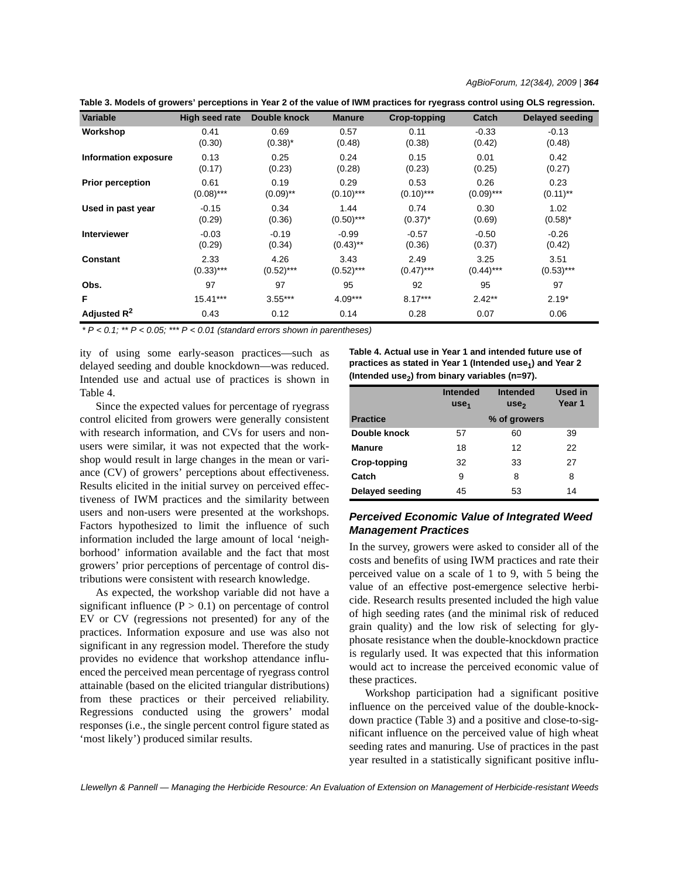**Table 3. Models of growers' perceptions in Year 2 of the value of IWM practices for ryegrass control using OLS regression.**

| Variable | High seed rate | Double knock | Manure | Crop-topping | Catch | Delayed seeding |
|---|---|---|---|---|---|---|
| **Workshop** | 0.41 | 0.69 | 0.57 | 0.11 | -0.33 | -0.13 |
| | (0.30) | (0.38)* | (0.48) | (0.38) | (0.42) | (0.48) |
| **Information exposure** | 0.13 | 0.25 | 0.24 | 0.15 | 0.01 | 0.42 |
| | (0.17) | (0.23) | (0.28) | (0.23) | (0.25) | (0.27) |
| **Prior perception** | 0.61 | 0.19 | 0.29 | 0.53 | 0.26 | 0.23 |
| | (0.08)*** | (0.09)** | (0.10)*** | (0.10)*** | (0.09)*** | (0.11)** |
| **Used in past year** | -0.15 | 0.34 | 1.44 | 0.74 | 0.30 | 1.02 |
| | (0.29) | (0.36) | (0.50)*** | (0.37)* | (0.69) | (0.58)* |
| **Interviewer** | -0.03 | -0.19 | -0.99 | -0.57 | -0.50 | -0.26 |
| | (0.29) | (0.34) | (0.43)** | (0.36) | (0.37) | (0.42) |
| **Constant** | 2.33 | 4.26 | 3.43 | 2.49 | 3.25 | 3.51 |
| | (0.33)*** | (0.52)*** | (0.52)*** | (0.47)*** | (0.44)*** | (0.53)*** |
| **Obs.** | 97 | 97 | 95 | 92 | 95 | 97 |
| **F** | 15.41*** | 3.55*** | 4.09*** | 8.17*** | 2.42** | 2.19* |
| **Adjusted $R^2$** | 0.43 | 0.12 | 0.14 | 0.28 | 0.07 | 0.06 |

*\* P < 0.1; \*\* P < 0.05; \*\*\* P < 0.01 (standard errors shown in parentheses)*

ity of using some early-season practices—such as delayed seeding and double knockdown—was reduced. Intended use and actual use of practices is shown in Table 4.

Since the expected values for percentage of ryegrass control elicited from growers were generally consistent with research information, and CVs for users and non-users were similar, it was not expected that the workshop would result in large changes in the mean or variance (CV) of growers' perceptions about effectiveness. Results elicited in the initial survey on perceived effectiveness of IWM practices and the similarity between users and non-users were presented at the workshops. Factors hypothesized to limit the influence of such information included the large amount of local 'neighborhood' information available and the fact that most growers' prior perceptions of percentage of control distributions were consistent with research knowledge.

As expected, the workshop variable did not have a significant influence ($P > 0.1$) on percentage of control EV or CV (regressions not presented) for any of the practices. Information exposure and use was also not significant in any regression model. Therefore the study provides no evidence that workshop attendance influenced the perceived mean percentage of ryegrass control attainable (based on the elicited triangular distributions) from these practices or their perceived reliability. Regressions conducted using the growers' modal responses (i.e., the single percent control figure stated as 'most likely') produced similar results.

**Table 4. Actual use in Year 1 and intended future use of practices as stated in Year 1 (Intended $use_1$) and Year 2 (Intended $use_2$) from binary variables (n=97).**

| Practice | Intended $use_1$ | Intended $use_2$ | Used in Year 1 |
|---|---|---|---|
| | | % of growers | |
| **Double knock** | 57 | 60 | 39 |
| **Manure** | 18 | 12 | 22 |
| **Crop-topping** | 32 | 33 | 27 |
| **Catch** | 9 | 8 | 8 |
| **Delayed seeding** | 45 | 53 | 14 |

### *Perceived Economic Value of Integrated Weed Management Practices*

In the survey, growers were asked to consider all of the costs and benefits of using IWM practices and rate their perceived value on a scale of 1 to 9, with 5 being the value of an effective post-emergence selective herbicide. Research results presented included the high value of high seeding rates (and the minimal risk of reduced grain quality) and the low risk of selecting for glyphosate resistance when the double-knockdown practice is regularly used. It was expected that this information would act to increase the perceived economic value of these practices.

Workshop participation had a significant positive influence on the perceived value of the double-knockdown practice (Table 3) and a positive and close-to-significant influence on the perceived value of high wheat seeding rates and manuring. Use of practices in the past year resulted in a statistically significant positive influ-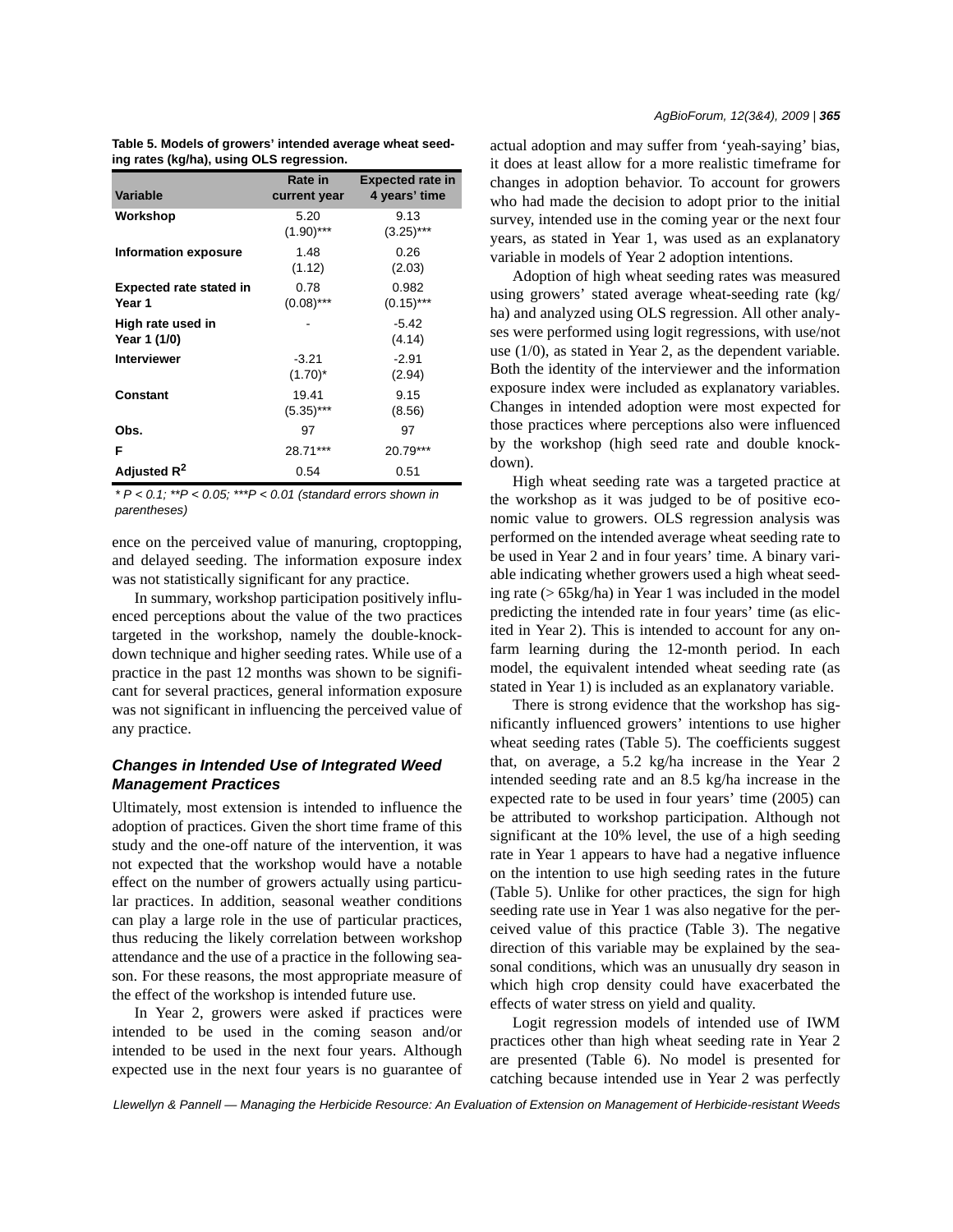**Table 5. Models of growers' intended average wheat seeding rates (kg/ha), using OLS regression.**

| Variable | Rate in current year | Expected rate in 4 years' time |
|---|---|---|
| **Workshop** | 5.20 (1.90)*** | 9.13 (3.25)*** |
| **Information exposure** | 1.48 (1.12) | 0.26 (2.03) |
| **Expected rate stated in Year 1** | 0.78 (0.08)*** | 0.982 (0.15)*** |
| **High rate used in Year 1 (1/0)** | - | -5.42 (4.14) |
| **Interviewer** | -3.21 (1.70)* | -2.91 (2.94) |
| **Constant** | 19.41 (5.35)*** | 9.15 (8.56) |
| **Obs.** | 97 | 97 |
| **F** | 28.71*** | 20.79*** |
| **Adjusted $R^2$** | 0.54 | 0.51 |

*\* P < 0.1; \*\*P < 0.05; \*\*\*P < 0.01 (standard errors shown in parentheses)*

ence on the perceived value of manuring, croptopping, and delayed seeding. The information exposure index was not statistically significant for any practice.

In summary, workshop participation positively influenced perceptions about the value of the two practices targeted in the workshop, namely the double-knockdown technique and higher seeding rates. While use of a practice in the past 12 months was shown to be significant for several practices, general information exposure was not significant in influencing the perceived value of any practice.

### *Changes in Intended Use of Integrated Weed Management Practices*

Ultimately, most extension is intended to influence the adoption of practices. Given the short time frame of this study and the one-off nature of the intervention, it was not expected that the workshop would have a notable effect on the number of growers actually using particular practices. In addition, seasonal weather conditions can play a large role in the use of particular practices, thus reducing the likely correlation between workshop attendance and the use of a practice in the following season. For these reasons, the most appropriate measure of the effect of the workshop is intended future use.

In Year 2, growers were asked if practices were intended to be used in the coming season and/or intended to be used in the next four years. Although expected use in the next four years is no guarantee of actual adoption and may suffer from 'yeah-saying' bias, it does at least allow for a more realistic timeframe for changes in adoption behavior. To account for growers who had made the decision to adopt prior to the initial survey, intended use in the coming year or the next four years, as stated in Year 1, was used as an explanatory variable in models of Year 2 adoption intentions.

Adoption of high wheat seeding rates was measured using growers' stated average wheat-seeding rate (kg/ha) and analyzed using OLS regression. All other analyses were performed using logit regressions, with use/not use (1/0), as stated in Year 2, as the dependent variable. Both the identity of the interviewer and the information exposure index were included as explanatory variables. Changes in intended adoption were most expected for those practices where perceptions also were influenced by the workshop (high seed rate and double knockdown).

High wheat seeding rate was a targeted practice at the workshop as it was judged to be of positive economic value to growers. OLS regression analysis was performed on the intended average wheat seeding rate to be used in Year 2 and in four years' time. A binary variable indicating whether growers used a high wheat seeding rate (> 65kg/ha) in Year 1 was included in the model predicting the intended rate in four years' time (as elicited in Year 2). This is intended to account for any on-farm learning during the 12-month period. In each model, the equivalent intended wheat seeding rate (as stated in Year 1) is included as an explanatory variable.

There is strong evidence that the workshop has significantly influenced growers' intentions to use higher wheat seeding rates (Table 5). The coefficients suggest that, on average, a 5.2 kg/ha increase in the Year 2 intended seeding rate and an 8.5 kg/ha increase in the expected rate to be used in four years' time (2005) can be attributed to workshop participation. Although not significant at the 10% level, the use of a high seeding rate in Year 1 appears to have had a negative influence on the intention to use high seeding rates in the future (Table 5). Unlike for other practices, the sign for high seeding rate use in Year 1 was also negative for the perceived value of this practice (Table 3). The negative direction of this variable may be explained by the seasonal conditions, which was an unusually dry season in which high crop density could have exacerbated the effects of water stress on yield and quality.

Logit regression models of intended use of IWM practices other than high wheat seeding rate in Year 2 are presented (Table 6). No model is presented for catching because intended use in Year 2 was perfectly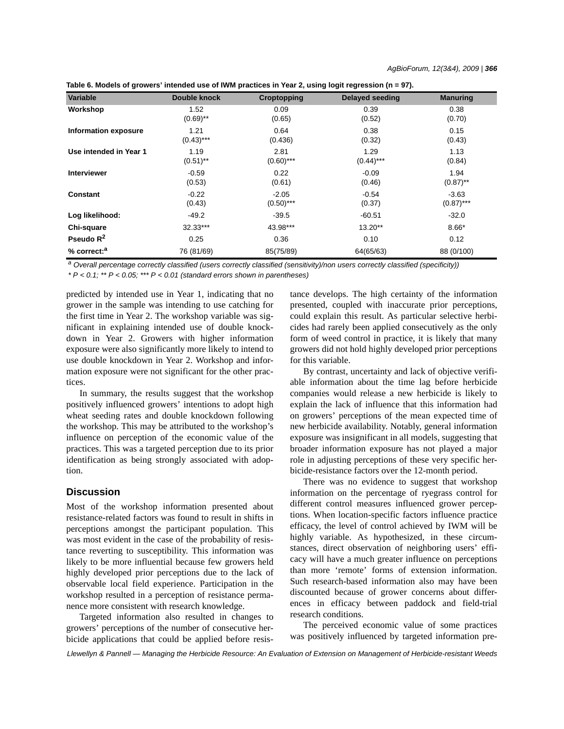**Table 6. Models of growers' intended use of IWM practices in Year 2, using logit regression (n = 97).**

| Variable | Double knock | Croptopping | Delayed seeding | Manuring |
|---|---|---|---|---|
| **Workshop** | 1.52<br>(0.69)** | 0.09<br>(0.65) | 0.39<br>(0.52) | 0.38<br>(0.70) |
| **Information exposure** | 1.21<br>(0.43)*** | 0.64<br>(0.436) | 0.38<br>(0.32) | 0.15<br>(0.43) |
| **Use intended in Year 1** | 1.19<br>(0.51)** | 2.81<br>(0.60)*** | 1.29<br>(0.44)*** | 1.13<br>(0.84) |
| **Interviewer** | -0.59<br>(0.53) | 0.22<br>(0.61) | -0.09<br>(0.46) | 1.94<br>(0.87)** |
| **Constant** | -0.22<br>(0.43) | -2.05<br>(0.50)*** | -0.54<br>(0.37) | -3.63<br>(0.87)*** |
| **Log likelihood:** | -49.2 | -39.5 | -60.51 | -32.0 |
| **Chi-square** | 32.33*** | 43.98*** | 13.20** | 8.66* |
| **Pseudo $R^2$** | 0.25 | 0.36 | 0.10 | 0.12 |
| **% correct:[a]** | 76 (81/69) | 85(75/89) | 64(65/63) | 88 (0/100) |

*[a] Overall percentage correctly classified (users correctly classified (sensitivity)/non users correctly classified (specificity))*

*\* P < 0.1; \*\* P < 0.05; \*\*\* P < 0.01 (standard errors shown in parentheses)*

predicted by intended use in Year 1, indicating that no grower in the sample was intending to use catching for the first time in Year 2. The workshop variable was significant in explaining intended use of double knockdown in Year 2. Growers with higher information exposure were also significantly more likely to intend to use double knockdown in Year 2. Workshop and information exposure were not significant for the other practices.

In summary, the results suggest that the workshop positively influenced growers' intentions to adopt high wheat seeding rates and double knockdown following the workshop. This may be attributed to the workshop's influence on perception of the economic value of the practices. This was a targeted perception due to its prior identification as being strongly associated with adoption.

## Discussion

Most of the workshop information presented about resistance-related factors was found to result in shifts in perceptions amongst the participant population. This was most evident in the case of the probability of resistance reverting to susceptibility. This information was likely to be more influential because few growers held highly developed prior perceptions due to the lack of observable local field experience. Participation in the workshop resulted in a perception of resistance permanence more consistent with research knowledge.

Targeted information also resulted in changes to growers' perceptions of the number of consecutive herbicide applications that could be applied before resistance develops. The high certainty of the information presented, coupled with inaccurate prior perceptions, could explain this result. As particular selective herbicides had rarely been applied consecutively as the only form of weed control in practice, it is likely that many growers did not hold highly developed prior perceptions for this variable.

By contrast, uncertainty and lack of objective verifiable information about the time lag before herbicide companies would release a new herbicide is likely to explain the lack of influence that this information had on growers' perceptions of the mean expected time of new herbicide availability. Notably, general information exposure was insignificant in all models, suggesting that broader information exposure has not played a major role in adjusting perceptions of these very specific herbicide-resistance factors over the 12-month period.

There was no evidence to suggest that workshop information on the percentage of ryegrass control for different control measures influenced grower perceptions. When location-specific factors influence practice efficacy, the level of control achieved by IWM will be highly variable. As hypothesized, in these circumstances, direct observation of neighboring users' efficacy will have a much greater influence on perceptions than more 'remote' forms of extension information. Such research-based information also may have been discounted because of grower concerns about differences in efficacy between paddock and field-trial research conditions.

The perceived economic value of some practices was positively influenced by targeted information pre-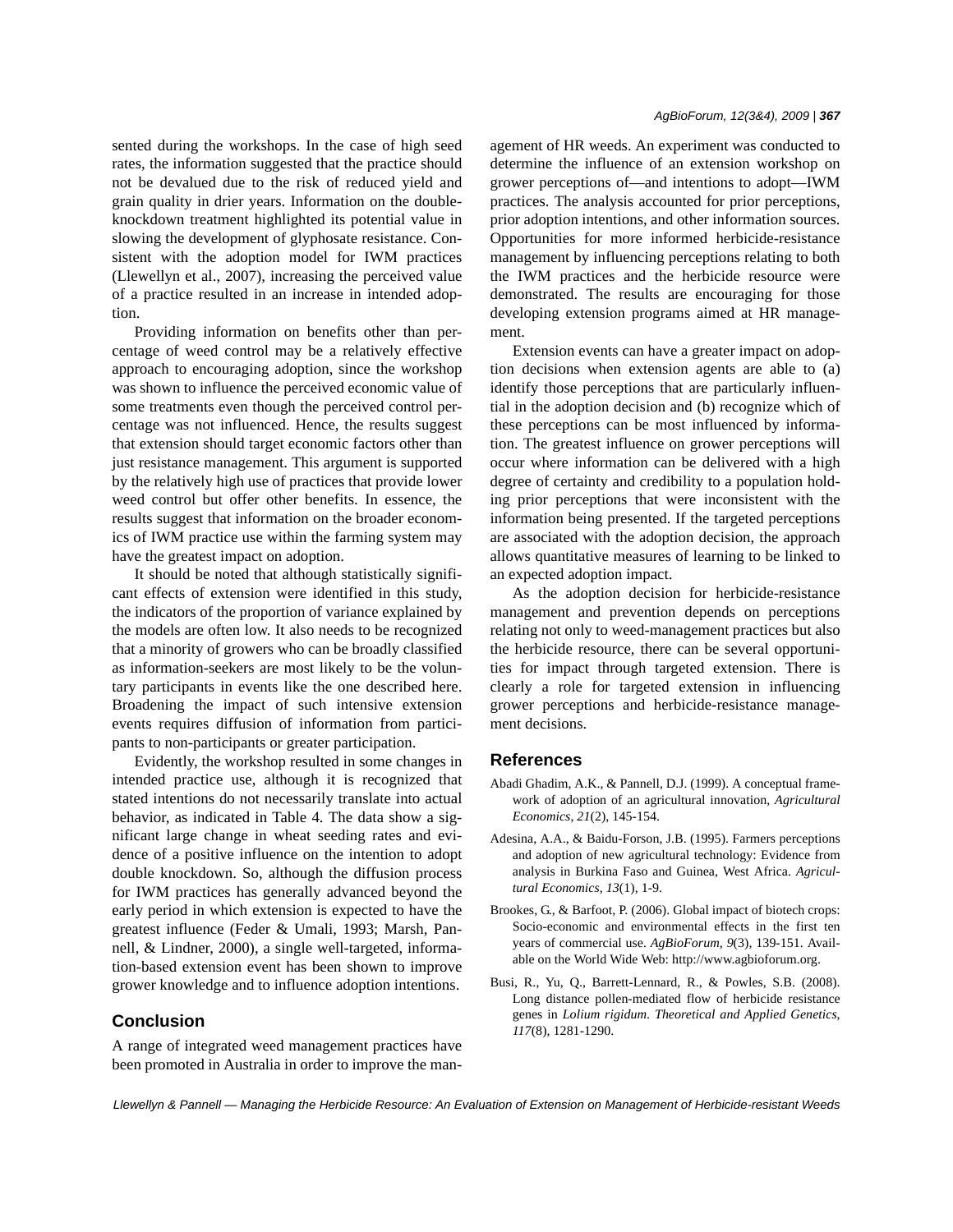sented during the workshops. In the case of high seed rates, the information suggested that the practice should not be devalued due to the risk of reduced yield and grain quality in drier years. Information on the double-knockdown treatment highlighted its potential value in slowing the development of glyphosate resistance. Consistent with the adoption model for IWM practices (Llewellyn et al., 2007), increasing the perceived value of a practice resulted in an increase in intended adoption.

Providing information on benefits other than percentage of weed control may be a relatively effective approach to encouraging adoption, since the workshop was shown to influence the perceived economic value of some treatments even though the perceived control percentage was not influenced. Hence, the results suggest that extension should target economic factors other than just resistance management. This argument is supported by the relatively high use of practices that provide lower weed control but offer other benefits. In essence, the results suggest that information on the broader economics of IWM practice use within the farming system may have the greatest impact on adoption.

It should be noted that although statistically significant effects of extension were identified in this study, the indicators of the proportion of variance explained by the models are often low. It also needs to be recognized that a minority of growers who can be broadly classified as information-seekers are most likely to be the voluntary participants in events like the one described here. Broadening the impact of such intensive extension events requires diffusion of information from participants to non-participants or greater participation.

Evidently, the workshop resulted in some changes in intended practice use, although it is recognized that stated intentions do not necessarily translate into actual behavior, as indicated in Table 4. The data show a significant large change in wheat seeding rates and evidence of a positive influence on the intention to adopt double knockdown. So, although the diffusion process for IWM practices has generally advanced beyond the early period in which extension is expected to have the greatest influence (Feder & Umali, 1993; Marsh, Pannell, & Lindner, 2000), a single well-targeted, information-based extension event has been shown to improve grower knowledge and to influence adoption intentions.

## Conclusion

A range of integrated weed management practices have been promoted in Australia in order to improve the management of HR weeds. An experiment was conducted to determine the influence of an extension workshop on grower perceptions of—and intentions to adopt—IWM practices. The analysis accounted for prior perceptions, prior adoption intentions, and other information sources. Opportunities for more informed herbicide-resistance management by influencing perceptions relating to both the IWM practices and the herbicide resource were demonstrated. The results are encouraging for those developing extension programs aimed at HR management.

Extension events can have a greater impact on adoption decisions when extension agents are able to (a) identify those perceptions that are particularly influential in the adoption decision and (b) recognize which of these perceptions can be most influenced by information. The greatest influence on grower perceptions will occur where information can be delivered with a high degree of certainty and credibility to a population holding prior perceptions that were inconsistent with the information being presented. If the targeted perceptions are associated with the adoption decision, the approach allows quantitative measures of learning to be linked to an expected adoption impact.

As the adoption decision for herbicide-resistance management and prevention depends on perceptions relating not only to weed-management practices but also the herbicide resource, there can be several opportunities for impact through targeted extension. There is clearly a role for targeted extension in influencing grower perceptions and herbicide-resistance management decisions.

## References

Abadi Ghadim, A.K., & Pannell, D.J. (1999). A conceptual framework of adoption of an agricultural innovation, *Agricultural Economics*, *21*(2), 145-154.

Adesina, A.A., & Baidu-Forson, J.B. (1995). Farmers perceptions and adoption of new agricultural technology: Evidence from analysis in Burkina Faso and Guinea, West Africa. *Agricultural Economics*, *13*(1), 1-9.

Brookes, G., & Barfoot, P. (2006). Global impact of biotech crops: Socio-economic and environmental effects in the first ten years of commercial use. *AgBioForum*, *9*(3), 139-151. Available on the World Wide Web: http://www.agbioforum.org.

Busi, R., Yu, Q., Barrett-Lennard, R., & Powles, S.B. (2008). Long distance pollen-mediated flow of herbicide resistance genes in *Lolium rigidum*. *Theoretical and Applied Genetics*, *117*(8), 1281-1290.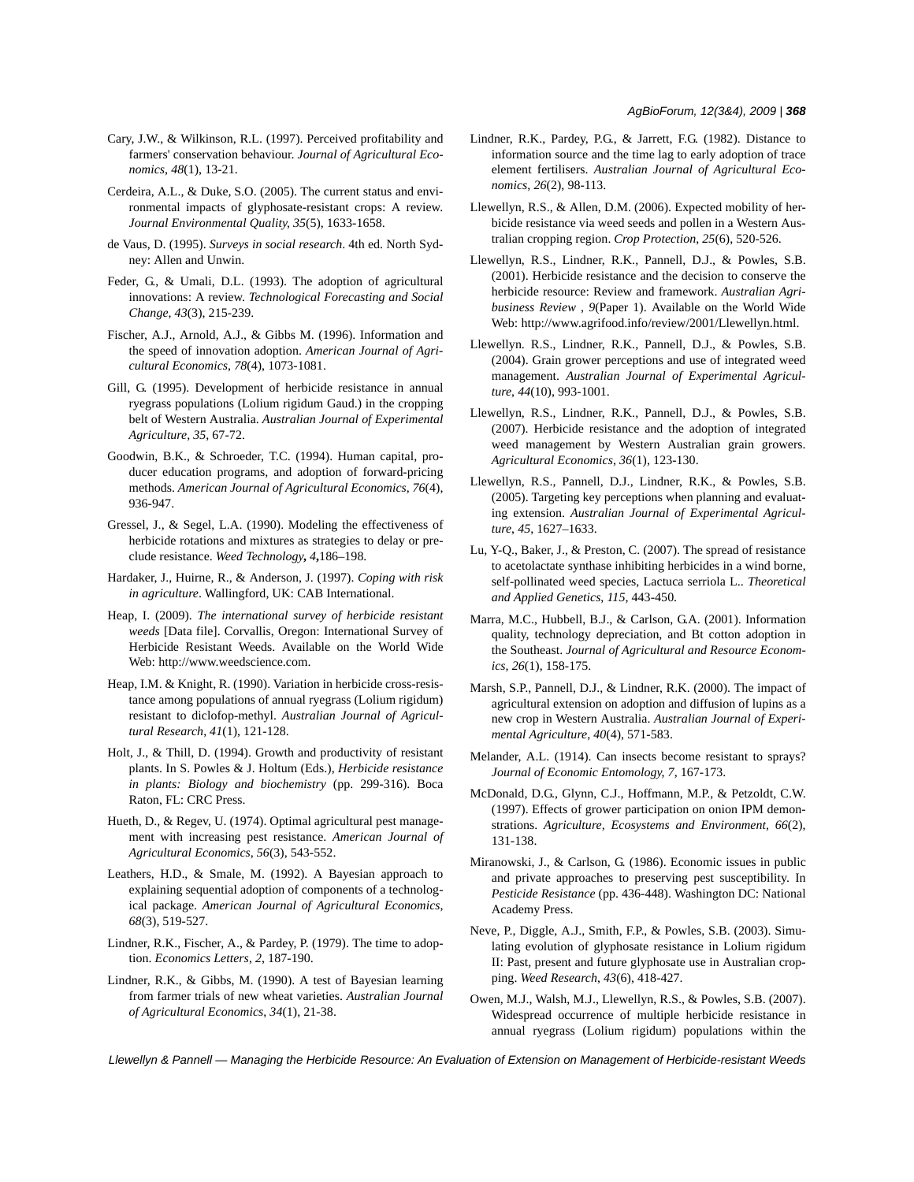Cary, J.W., & Wilkinson, R.L. (1997). Perceived profitability and farmers' conservation behaviour. *Journal of Agricultural Economics*, *48*(1), 13-21.

Cerdeira, A.L., & Duke, S.O. (2005). The current status and environmental impacts of glyphosate-resistant crops: A review. *Journal Environmental Quality, 35*(5), 1633-1658.

de Vaus, D. (1995). *Surveys in social research*. 4th ed. North Sydney: Allen and Unwin.

Feder, G., & Umali, D.L. (1993). The adoption of agricultural innovations: A review. *Technological Forecasting and Social Change, 43*(3), 215-239.

Fischer, A.J., Arnold, A.J., & Gibbs M. (1996). Information and the speed of innovation adoption. *American Journal of Agricultural Economics*, *78*(4), 1073-1081.

Gill, G. (1995). Development of herbicide resistance in annual ryegrass populations (Lolium rigidum Gaud.) in the cropping belt of Western Australia. *Australian Journal of Experimental Agriculture, 35*, 67-72.

Goodwin, B.K., & Schroeder, T.C. (1994). Human capital, producer education programs, and adoption of forward-pricing methods. *American Journal of Agricultural Economics*, *76*(4), 936-947.

Gressel, J., & Segel, L.A. (1990). Modeling the effectiveness of herbicide rotations and mixtures as strategies to delay or preclude resistance. *Weed Technology***,** *4***,**186–198.

Hardaker, J., Huirne, R., & Anderson, J. (1997). *Coping with risk in agriculture*. Wallingford, UK: CAB International.

Heap, I. (2009). *The international survey of herbicide resistant weeds* [Data file]. Corvallis, Oregon: International Survey of Herbicide Resistant Weeds. Available on the World Wide Web: http://www.weedscience.com.

Heap, I.M. & Knight, R. (1990). Variation in herbicide cross-resistance among populations of annual ryegrass (Lolium rigidum) resistant to diclofop-methyl. *Australian Journal of Agricultural Research*, *41*(1), 121-128.

Holt, J., & Thill, D. (1994). Growth and productivity of resistant plants. In S. Powles & J. Holtum (Eds.), *Herbicide resistance in plants: Biology and biochemistry* (pp. 299-316). Boca Raton, FL: CRC Press.

Hueth, D., & Regev, U. (1974). Optimal agricultural pest management with increasing pest resistance. *American Journal of Agricultural Economics*, *56*(3), 543-552.

Leathers, H.D., & Smale, M. (1992). A Bayesian approach to explaining sequential adoption of components of a technological package. *American Journal of Agricultural Economics*, *68*(3), 519-527.

Lindner, R.K., Fischer, A., & Pardey, P. (1979). The time to adoption. *Economics Letters*, *2*, 187-190.

Lindner, R.K., & Gibbs, M. (1990). A test of Bayesian learning from farmer trials of new wheat varieties. *Australian Journal of Agricultural Economics*, *34*(1), 21-38.

Lindner, R.K., Pardey, P.G., & Jarrett, F.G. (1982). Distance to information source and the time lag to early adoption of trace element fertilisers. *Australian Journal of Agricultural Economics*, *26*(2), 98-113.

Llewellyn, R.S., & Allen, D.M. (2006). Expected mobility of herbicide resistance via weed seeds and pollen in a Western Australian cropping region. *Crop Protection*, *25*(6), 520-526.

Llewellyn, R.S., Lindner, R.K., Pannell, D.J., & Powles, S.B. (2001). Herbicide resistance and the decision to conserve the herbicide resource: Review and framework. *Australian Agribusiness Review* , *9*(Paper 1). Available on the World Wide Web: http://www.agrifood.info/review/2001/Llewellyn.html.

Llewellyn. R.S., Lindner, R.K., Pannell, D.J., & Powles, S.B. (2004). Grain grower perceptions and use of integrated weed management. *Australian Journal of Experimental Agriculture*, *44*(10), 993-1001.

Llewellyn, R.S., Lindner, R.K., Pannell, D.J., & Powles, S.B. (2007). Herbicide resistance and the adoption of integrated weed management by Western Australian grain growers. *Agricultural Economics*, *36*(1), 123-130.

Llewellyn, R.S., Pannell, D.J., Lindner, R.K., & Powles, S.B. (2005). Targeting key perceptions when planning and evaluating extension. *Australian Journal of Experimental Agriculture*, *45*, 1627–1633.

Lu, Y-Q., Baker, J., & Preston, C. (2007). The spread of resistance to acetolactate synthase inhibiting herbicides in a wind borne, self-pollinated weed species, Lactuca serriola L.. *Theoretical and Applied Genetics*, *115*, 443-450.

Marra, M.C., Hubbell, B.J., & Carlson, G.A. (2001). Information quality, technology depreciation, and Bt cotton adoption in the Southeast. *Journal of Agricultural and Resource Economics*, *26*(1), 158-175.

Marsh, S.P., Pannell, D.J., & Lindner, R.K. (2000). The impact of agricultural extension on adoption and diffusion of lupins as a new crop in Western Australia. *Australian Journal of Experimental Agriculture*, *40*(4), 571-583.

Melander, A.L. (1914). Can insects become resistant to sprays? *Journal of Economic Entomology, 7*, 167-173.

McDonald, D.G., Glynn, C.J., Hoffmann, M.P., & Petzoldt, C.W. (1997). Effects of grower participation on onion IPM demonstrations. *Agriculture, Ecosystems and Environment*, *66*(2), 131-138.

Miranowski, J., & Carlson, G. (1986). Economic issues in public and private approaches to preserving pest susceptibility. In *Pesticide Resistance* (pp. 436-448). Washington DC: National Academy Press.

Neve, P., Diggle, A.J., Smith, F.P., & Powles, S.B. (2003). Simulating evolution of glyphosate resistance in Lolium rigidum II: Past, present and future glyphosate use in Australian cropping. *Weed Research*, *43*(6), 418-427.

Owen, M.J., Walsh, M.J., Llewellyn, R.S., & Powles, S.B. (2007). Widespread occurrence of multiple herbicide resistance in annual ryegrass (Lolium rigidum) populations within the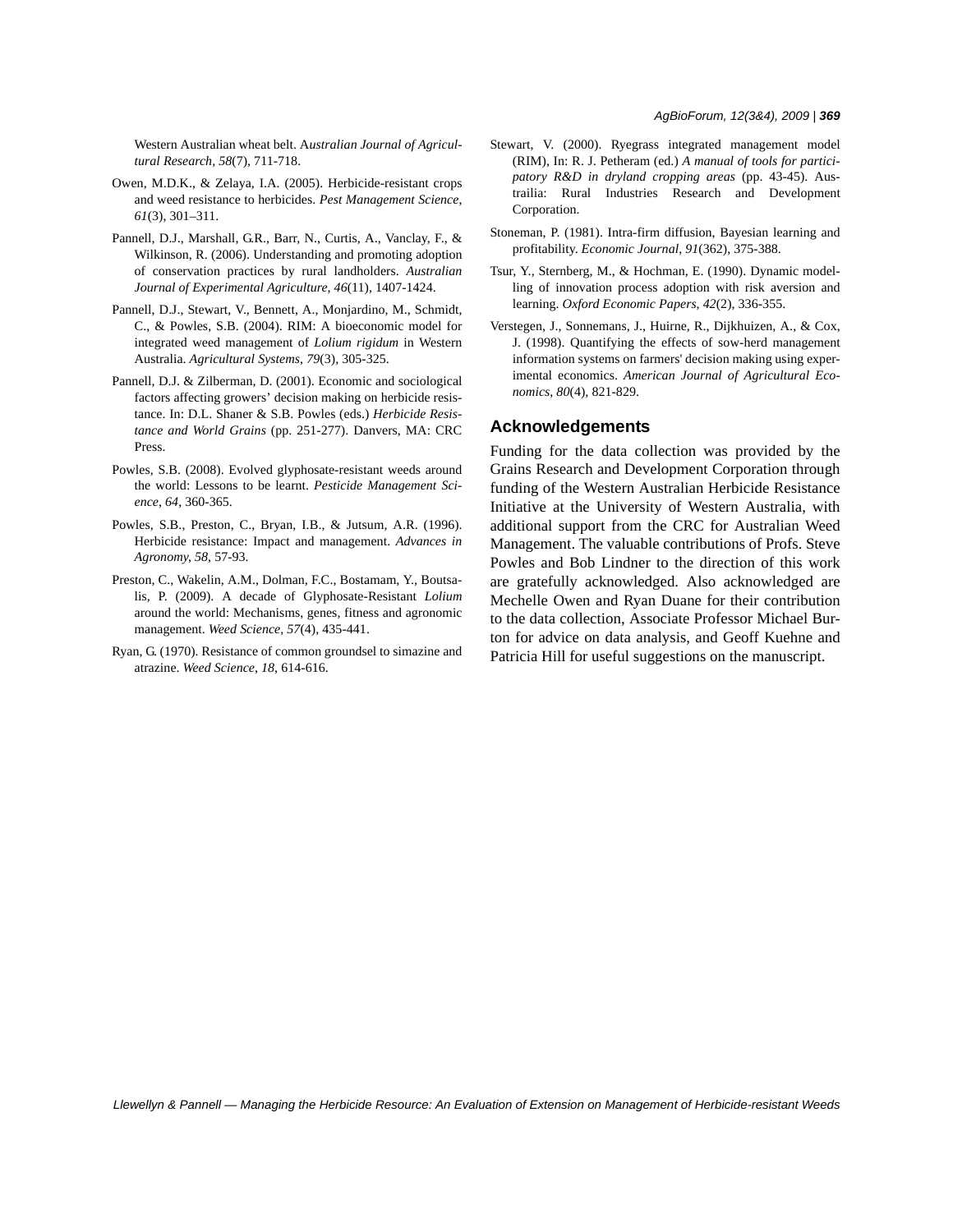Western Australian wheat belt. A*ustralian Journal of Agricultural Research*, *58*(7), 711-718.

Owen, M.D.K., & Zelaya, I.A. (2005). Herbicide-resistant crops and weed resistance to herbicides. *Pest Management Science*, *61*(3), 301–311.

Pannell, D.J., Marshall, G.R., Barr, N., Curtis, A., Vanclay, F., & Wilkinson, R. (2006). Understanding and promoting adoption of conservation practices by rural landholders. *Australian Journal of Experimental Agriculture*, *46*(11), 1407-1424.

Pannell, D.J., Stewart, V., Bennett, A., Monjardino, M., Schmidt, C., & Powles, S.B. (2004). RIM: A bioeconomic model for integrated weed management of *Lolium rigidum* in Western Australia. *Agricultural Systems*, *79*(3), 305-325.

Pannell, D.J. & Zilberman, D. (2001). Economic and sociological factors affecting growers' decision making on herbicide resistance. In: D.L. Shaner & S.B. Powles (eds.) *Herbicide Resistance and World Grains* (pp. 251-277). Danvers, MA: CRC Press.

Powles, S.B. (2008). Evolved glyphosate-resistant weeds around the world: Lessons to be learnt. *Pesticide Management Science*, *64*, 360-365.

Powles, S.B., Preston, C., Bryan, I.B., & Jutsum, A.R. (1996). Herbicide resistance: Impact and management. *Advances in Agronomy*, *58*, 57-93.

Preston, C., Wakelin, A.M., Dolman, F.C., Bostamam, Y., Boutsalis, P. (2009). A decade of Glyphosate-Resistant *Lolium* around the world: Mechanisms, genes, fitness and agronomic management. *Weed Science*, *57*(4), 435-441.

Ryan, G. (1970). Resistance of common groundsel to simazine and atrazine. *Weed Science*, *18*, 614-616.

Stewart, V. (2000). Ryegrass integrated management model (RIM), In: R. J. Petheram (ed.) *A manual of tools for participatory R&D in dryland cropping areas* (pp. 43-45). Austrailia: Rural Industries Research and Development Corporation.

Stoneman, P. (1981). Intra-firm diffusion, Bayesian learning and profitability. *Economic Journal*, *91*(362), 375-388.

Tsur, Y., Sternberg, M., & Hochman, E. (1990). Dynamic modelling of innovation process adoption with risk aversion and learning. *Oxford Economic Papers*, *42*(2), 336-355.

Verstegen, J., Sonnemans, J., Huirne, R., Dijkhuizen, A., & Cox, J. (1998). Quantifying the effects of sow-herd management information systems on farmers' decision making using experimental economics. *American Journal of Agricultural Economics*, *80*(4), 821-829.

## Acknowledgements

Funding for the data collection was provided by the Grains Research and Development Corporation through funding of the Western Australian Herbicide Resistance Initiative at the University of Western Australia, with additional support from the CRC for Australian Weed Management. The valuable contributions of Profs. Steve Powles and Bob Lindner to the direction of this work are gratefully acknowledged. Also acknowledged are Mechelle Owen and Ryan Duane for their contribution to the data collection, Associate Professor Michael Burton for advice on data analysis, and Geoff Kuehne and Patricia Hill for useful suggestions on the manuscript.